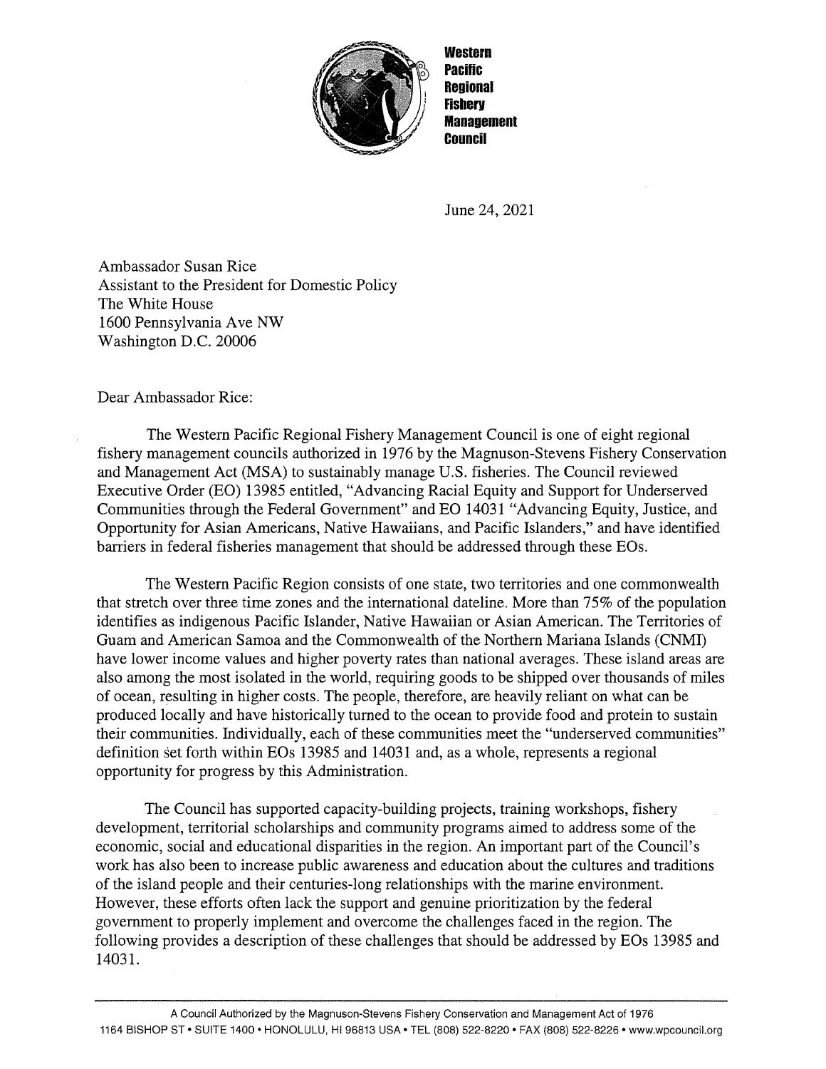**Western Pacific Regional Fishery Management Council**

June 24, 2021

Ambassador Susan Rice
Assistant to the President for Domestic Policy
The White House
1600 Pennsylvania Ave NW
Washington D.C. 20006

Dear Ambassador Rice:

The Western Pacific Regional Fishery Management Council is one of eight regional fishery management councils authorized in 1976 by the Magnuson-Stevens Fishery Conservation and Management Act (MSA) to sustainably manage U.S. fisheries. The Council reviewed Executive Order (EO) 13985 entitled, "Advancing Racial Equity and Support for Underserved Communities through the Federal Government" and EO 14031 "Advancing Equity, Justice, and Opportunity for Asian Americans, Native Hawaiians, and Pacific Islanders," and have identified barriers in federal fisheries management that should be addressed through these EOs.

The Western Pacific Region consists of one state, two territories and one commonwealth that stretch over three time zones and the international dateline. More than 75% of the population identifies as indigenous Pacific Islander, Native Hawaiian or Asian American. The Territories of Guam and American Samoa and the Commonwealth of the Northern Mariana Islands (CNMI) have lower income values and higher poverty rates than national averages. These island areas are also among the most isolated in the world, requiring goods to be shipped over thousands of miles of ocean, resulting in higher costs. The people, therefore, are heavily reliant on what can be produced locally and have historically turned to the ocean to provide food and protein to sustain their communities. Individually, each of these communities meet the "underserved communities" definition set forth within EOs 13985 and 14031 and, as a whole, represents a regional opportunity for progress by this Administration.

The Council has supported capacity-building projects, training workshops, fishery development, territorial scholarships and community programs aimed to address some of the economic, social and educational disparities in the region. An important part of the Council's work has also been to increase public awareness and education about the cultures and traditions of the island people and their centuries-long relationships with the marine environment. However, these efforts often lack the support and genuine prioritization by the federal government to properly implement and overcome the challenges faced in the region. The following provides a description of these challenges that should be addressed by EOs 13985 and 14031.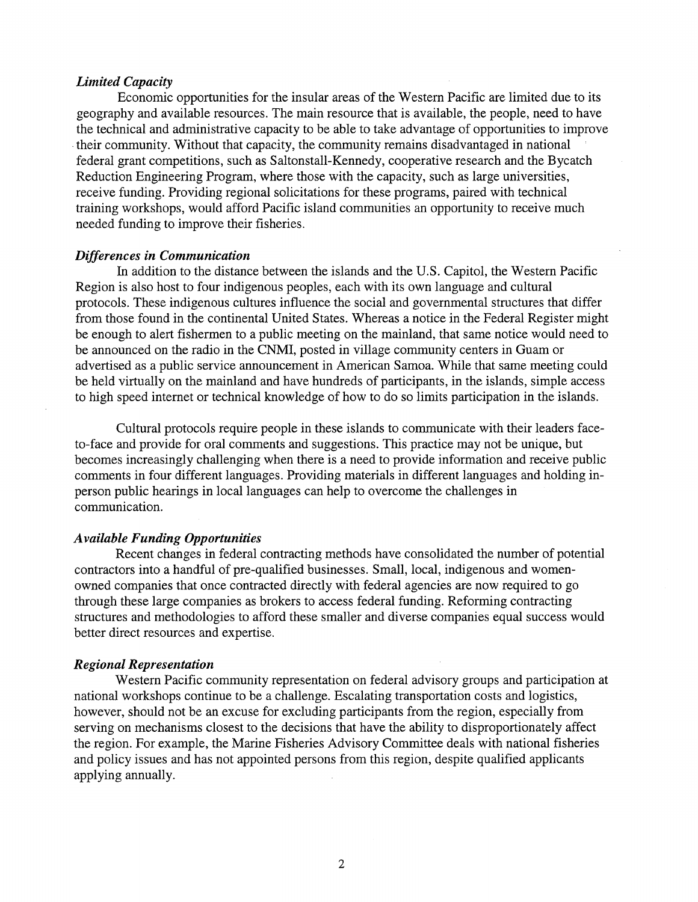### *Limited Capacity*

Economic opportunities for the insular areas of the Western Pacific are limited due to its geography and available resources. The main resource that is available, the people, need to have the technical and administrative capacity to be able to take advantage of opportunities to improve their community. Without that capacity, the community remains disadvantaged in national federal grant competitions, such as Saltonstall-Kennedy, cooperative research and the Bycatch Reduction Engineering Program, where those with the capacity, such as large universities, receive funding. Providing regional solicitations for these programs, paired with technical training workshops, would afford Pacific island communities an opportunity to receive much needed funding to improve their fisheries.

### *Differences in Communication*

In addition to the distance between the islands and the U.S. Capitol, the Western Pacific Region is also host to four indigenous peoples, each with its own language and cultural protocols. These indigenous cultures influence the social and governmental structures that differ from those found in the continental United States. Whereas a notice in the Federal Register might be enough to alert fishermen to a public meeting on the mainland, that same notice would need to be announced on the radio in the CNMI, posted in village community centers in Guam or advertised as a public service announcement in American Samoa. While that same meeting could be held virtually on the mainland and have hundreds of participants, in the islands, simple access to high speed internet or technical knowledge of how to do so limits participation in the islands.

Cultural protocols require people in these islands to communicate with their leaders face-to-face and provide for oral comments and suggestions. This practice may not be unique, but becomes increasingly challenging when there is a need to provide information and receive public comments in four different languages. Providing materials in different languages and holding in-person public hearings in local languages can help to overcome the challenges in communication.

### *Available Funding Opportunities*

Recent changes in federal contracting methods have consolidated the number of potential contractors into a handful of pre-qualified businesses. Small, local, indigenous and women-owned companies that once contracted directly with federal agencies are now required to go through these large companies as brokers to access federal funding. Reforming contracting structures and methodologies to afford these smaller and diverse companies equal success would better direct resources and expertise.

### *Regional Representation*

Western Pacific community representation on federal advisory groups and participation at national workshops continue to be a challenge. Escalating transportation costs and logistics, however, should not be an excuse for excluding participants from the region, especially from serving on mechanisms closest to the decisions that have the ability to disproportionately affect the region. For example, the Marine Fisheries Advisory Committee deals with national fisheries and policy issues and has not appointed persons from this region, despite qualified applicants applying annually.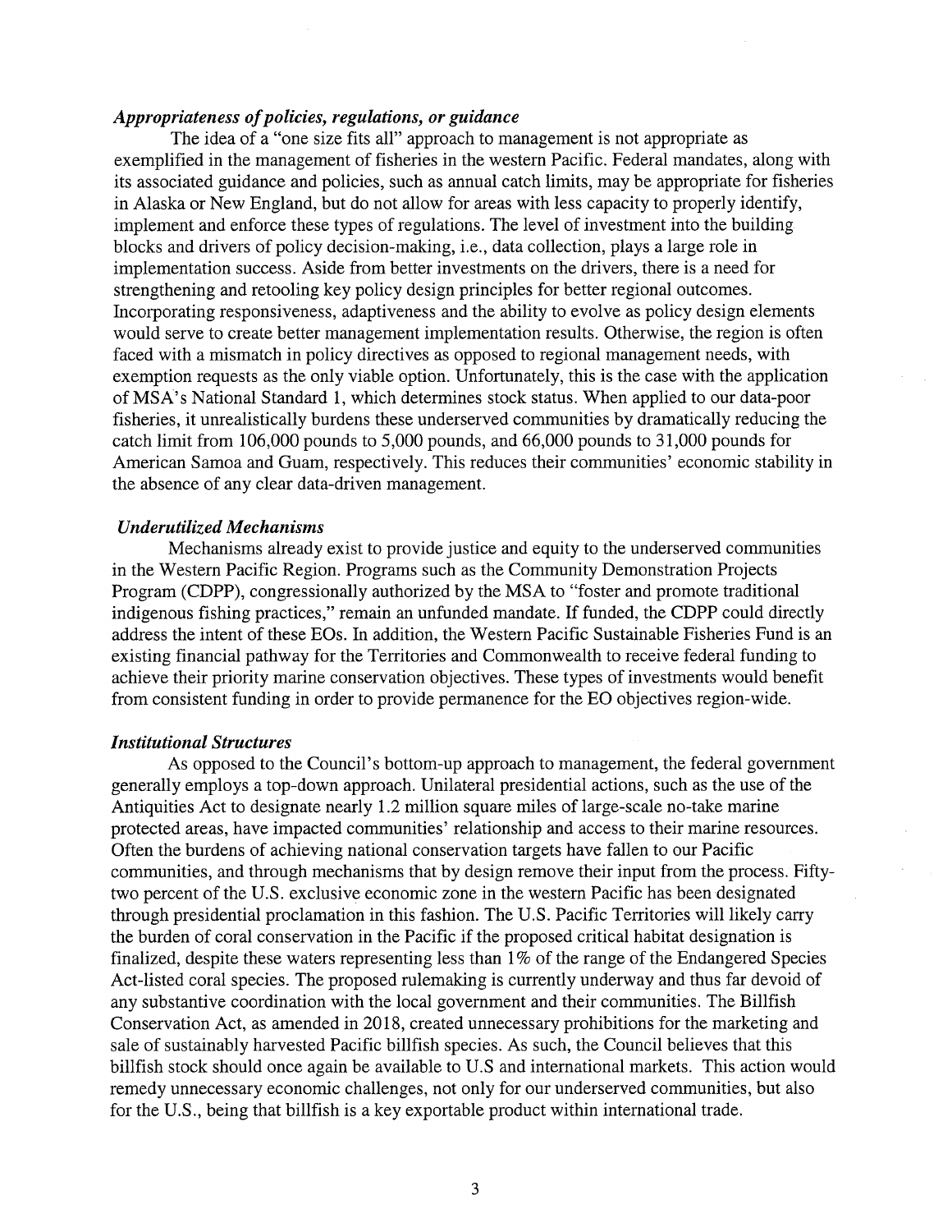***Appropriateness of policies, regulations, or guidance***

The idea of a "one size fits all" approach to management is not appropriate as exemplified in the management of fisheries in the western Pacific. Federal mandates, along with its associated guidance and policies, such as annual catch limits, may be appropriate for fisheries in Alaska or New England, but do not allow for areas with less capacity to properly identify, implement and enforce these types of regulations. The level of investment into the building blocks and drivers of policy decision-making, i.e., data collection, plays a large role in implementation success. Aside from better investments on the drivers, there is a need for strengthening and retooling key policy design principles for better regional outcomes. Incorporating responsiveness, adaptiveness and the ability to evolve as policy design elements would serve to create better management implementation results. Otherwise, the region is often faced with a mismatch in policy directives as opposed to regional management needs, with exemption requests as the only viable option. Unfortunately, this is the case with the application of MSA's National Standard 1, which determines stock status. When applied to our data-poor fisheries, it unrealistically burdens these underserved communities by dramatically reducing the catch limit from 106,000 pounds to 5,000 pounds, and 66,000 pounds to 31,000 pounds for American Samoa and Guam, respectively. This reduces their communities' economic stability in the absence of any clear data-driven management.

***Underutilized Mechanisms***

Mechanisms already exist to provide justice and equity to the underserved communities in the Western Pacific Region. Programs such as the Community Demonstration Projects Program (CDPP), congressionally authorized by the MSA to "foster and promote traditional indigenous fishing practices," remain an unfunded mandate. If funded, the CDPP could directly address the intent of these EOs. In addition, the Western Pacific Sustainable Fisheries Fund is an existing financial pathway for the Territories and Commonwealth to receive federal funding to achieve their priority marine conservation objectives. These types of investments would benefit from consistent funding in order to provide permanence for the EO objectives region-wide.

***Institutional Structures***

As opposed to the Council's bottom-up approach to management, the federal government generally employs a top-down approach. Unilateral presidential actions, such as the use of the Antiquities Act to designate nearly 1.2 million square miles of large-scale no-take marine protected areas, have impacted communities' relationship and access to their marine resources. Often the burdens of achieving national conservation targets have fallen to our Pacific communities, and through mechanisms that by design remove their input from the process. Fifty-two percent of the U.S. exclusive economic zone in the western Pacific has been designated through presidential proclamation in this fashion. The U.S. Pacific Territories will likely carry the burden of coral conservation in the Pacific if the proposed critical habitat designation is finalized, despite these waters representing less than 1% of the range of the Endangered Species Act-listed coral species. The proposed rulemaking is currently underway and thus far devoid of any substantive coordination with the local government and their communities. The Billfish Conservation Act, as amended in 2018, created unnecessary prohibitions for the marketing and sale of sustainably harvested Pacific billfish species. As such, the Council believes that this billfish stock should once again be available to U.S and international markets. This action would remedy unnecessary economic challenges, not only for our underserved communities, but also for the U.S., being that billfish is a key exportable product within international trade.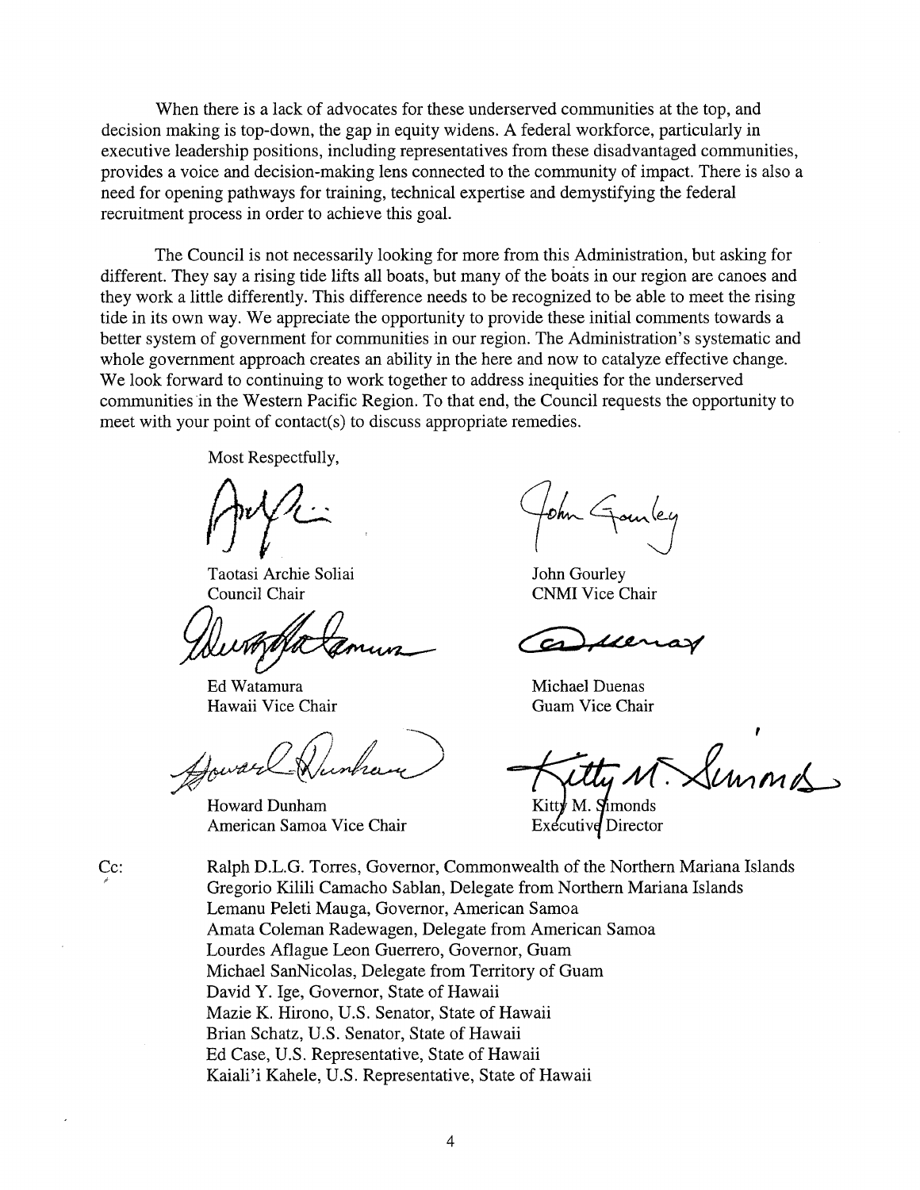When there is a lack of advocates for these underserved communities at the top, and decision making is top-down, the gap in equity widens. A federal workforce, particularly in executive leadership positions, including representatives from these disadvantaged communities, provides a voice and decision-making lens connected to the community of impact. There is also a need for opening pathways for training, technical expertise and demystifying the federal recruitment process in order to achieve this goal.

The Council is not necessarily looking for more from this Administration, but asking for different. They say a rising tide lifts all boats, but many of the boats in our region are canoes and they work a little differently. This difference needs to be recognized to be able to meet the rising tide in its own way. We appreciate the opportunity to provide these initial comments towards a better system of government for communities in our region. The Administration's systematic and whole government approach creates an ability in the here and now to catalyze effective change. We look forward to continuing to work together to address inequities for the underserved communities in the Western Pacific Region. To that end, the Council requests the opportunity to meet with your point of contact(s) to discuss appropriate remedies.

Most Respectfully,

Taotasi Archie Soliai
Council Chair

John Gourley
CNMI Vice Chair

Ed Watamura
Hawaii Vice Chair

Michael Duenas
Guam Vice Chair

Howard Dunham
American Samoa Vice Chair

Kitty M. Simonds
Executive Director

Cc:

Ralph D.L.G. Torres, Governor, Commonwealth of the Northern Mariana Islands
Gregorio Kilili Camacho Sablan, Delegate from Northern Mariana Islands
Lemanu Peleti Mauga, Governor, American Samoa
Amata Coleman Radewagen, Delegate from American Samoa
Lourdes Aflague Leon Guerrero, Governor, Guam
Michael SanNicolas, Delegate from Territory of Guam
David Y. Ige, Governor, State of Hawaii
Mazie K. Hirono, U.S. Senator, State of Hawaii
Brian Schatz, U.S. Senator, State of Hawaii
Ed Case, U.S. Representative, State of Hawaii
Kaiali'i Kahele, U.S. Representative, State of Hawaii